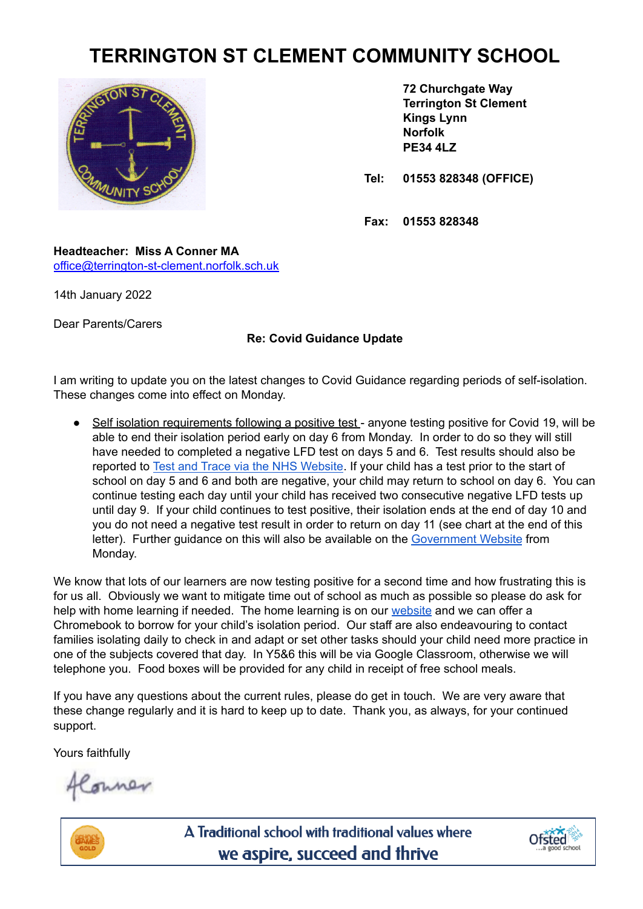# TERRINGTON ST CLEMENT COMMUNITY SCHOOL

**72 Churchgate Way**
**Terrington St Clement**
**Kings Lynn**
**Norfolk**
**PE34 4LZ**

**Tel: 01553 828348 (OFFICE)**

**Fax: 01553 828348**

**Headteacher: Miss A Conner MA**
office@terrington-st-clement.norfolk.sch.uk

14th January 2022

Dear Parents/Carers

**Re: Covid Guidance Update**

I am writing to update you on the latest changes to Covid Guidance regarding periods of self-isolation. These changes come into effect on Monday.

- <u>Self isolation requirements following a positive test</u> - anyone testing positive for Covid 19, will be able to end their isolation period early on day 6 from Monday. In order to do so they will still have needed to completed a negative LFD test on days 5 and 6. Test results should also be reported to [Test and Trace via the NHS Website](). If your child has a test prior to the start of school on day 5 and 6 and both are negative, your child may return to school on day 6. You can continue testing each day until your child has received two consecutive negative LFD tests up until day 9. If your child continues to test positive, their isolation ends at the end of day 10 and you do not need a negative test result in order to return on day 11 (see chart at the end of this letter). Further guidance on this will also be available on the [Government Website]() from Monday.

We know that lots of our learners are now testing positive for a second time and how frustrating this is for us all. Obviously we want to mitigate time out of school as much as possible so please do ask for help with home learning if needed. The home learning is on our [website]() and we can offer a Chromebook to borrow for your child's isolation period. Our staff are also endeavouring to contact families isolating daily to check in and adapt or set other tasks should your child need more practice in one of the subjects covered that day. In Y5&6 this will be via Google Classroom, otherwise we will telephone you. Food boxes will be provided for any child in receipt of free school meals.

If you have any questions about the current rules, please do get in touch. We are very aware that these change regularly and it is hard to keep up to date. Thank you, as always, for your continued support.

Yours faithfully

AConner

A Traditional school with traditional values where we aspire, succeed and thrive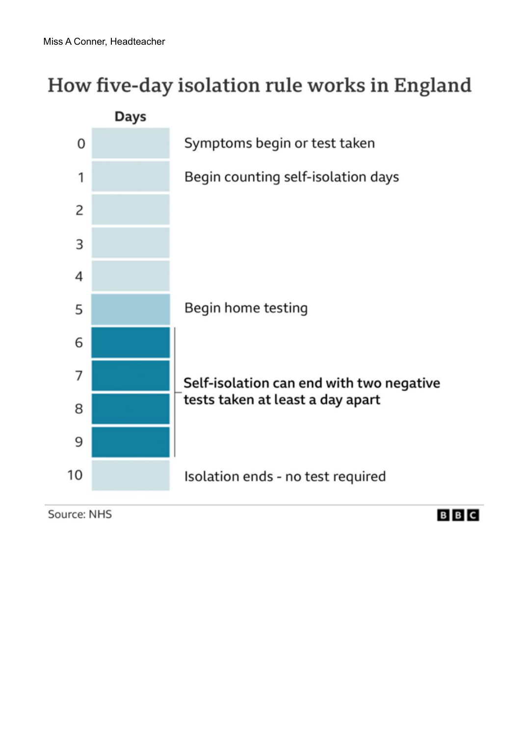Miss A Conner, Headteacher

## How five-day isolation rule works in England

Days

0 Symptoms begin or test taken

1 Begin counting self-isolation days

2

3

4

5 Begin home testing

6

7

8

9

Self-isolation can end with two negative tests taken at least a day apart

10 Isolation ends - no test required

Source: NHS

BBC